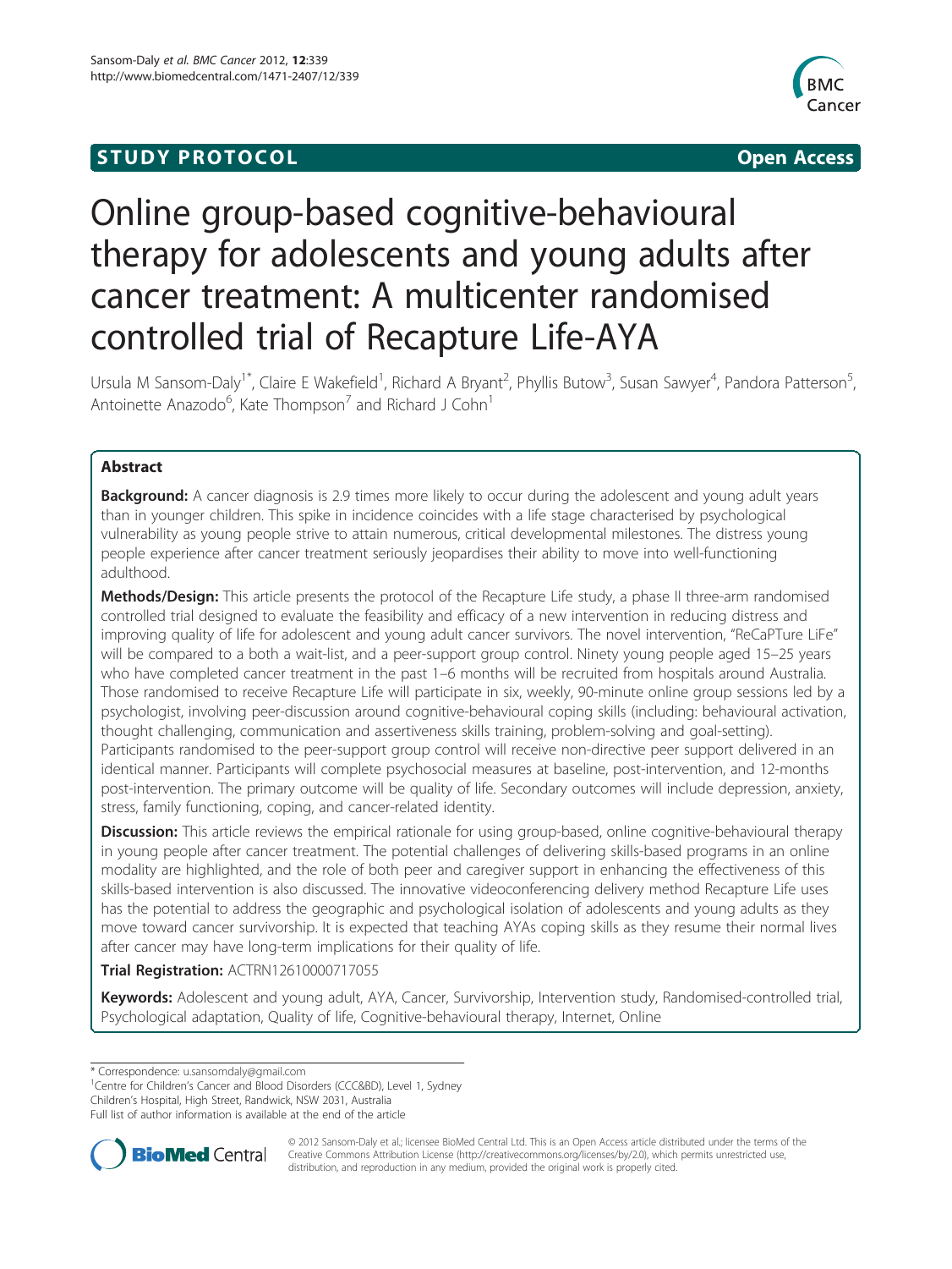**STUDY PROTOCOL** **Open Access**

# Online group-based cognitive-behavioural therapy for adolescents and young adults after cancer treatment: A multicenter randomised controlled trial of Recapture Life-AYA

Ursula M Sansom-Daly[1*], Claire E Wakefield[1], Richard A Bryant[2], Phyllis Butow[3], Susan Sawyer[4], Pandora Patterson[5], Antoinette Anazodo[6], Kate Thompson[7] and Richard J Cohn[1]

## Abstract

**Background:** A cancer diagnosis is 2.9 times more likely to occur during the adolescent and young adult years than in younger children. This spike in incidence coincides with a life stage characterised by psychological vulnerability as young people strive to attain numerous, critical developmental milestones. The distress young people experience after cancer treatment seriously jeopardises their ability to move into well-functioning adulthood.

**Methods/Design:** This article presents the protocol of the Recapture Life study, a phase II three-arm randomised controlled trial designed to evaluate the feasibility and efficacy of a new intervention in reducing distress and improving quality of life for adolescent and young adult cancer survivors. The novel intervention, "ReCaPTure LiFe" will be compared to a both a wait-list, and a peer-support group control. Ninety young people aged 15–25 years who have completed cancer treatment in the past 1–6 months will be recruited from hospitals around Australia. Those randomised to receive Recapture Life will participate in six, weekly, 90-minute online group sessions led by a psychologist, involving peer-discussion around cognitive-behavioural coping skills (including: behavioural activation, thought challenging, communication and assertiveness skills training, problem-solving and goal-setting). Participants randomised to the peer-support group control will receive non-directive peer support delivered in an identical manner. Participants will complete psychosocial measures at baseline, post-intervention, and 12-months post-intervention. The primary outcome will be quality of life. Secondary outcomes will include depression, anxiety, stress, family functioning, coping, and cancer-related identity.

**Discussion:** This article reviews the empirical rationale for using group-based, online cognitive-behavioural therapy in young people after cancer treatment. The potential challenges of delivering skills-based programs in an online modality are highlighted, and the role of both peer and caregiver support in enhancing the effectiveness of this skills-based intervention is also discussed. The innovative videoconferencing delivery method Recapture Life uses has the potential to address the geographic and psychological isolation of adolescents and young adults as they move toward cancer survivorship. It is expected that teaching AYAs coping skills as they resume their normal lives after cancer may have long-term implications for their quality of life.

**Trial Registration:** ACTRN12610000717055

**Keywords:** Adolescent and young adult, AYA, Cancer, Survivorship, Intervention study, Randomised-controlled trial, Psychological adaptation, Quality of life, Cognitive-behavioural therapy, Internet, Online

---

\* Correspondence: u.sansomdaly@gmail.com
[1]Centre for Children's Cancer and Blood Disorders (CCC&BD), Level 1, Sydney Children's Hospital, High Street, Randwick, NSW 2031, Australia
Full list of author information is available at the end of the article

© 2012 Sansom-Daly et al.; licensee BioMed Central Ltd. This is an Open Access article distributed under the terms of the Creative Commons Attribution License (http://creativecommons.org/licenses/by/2.0), which permits unrestricted use, distribution, and reproduction in any medium, provided the original work is properly cited.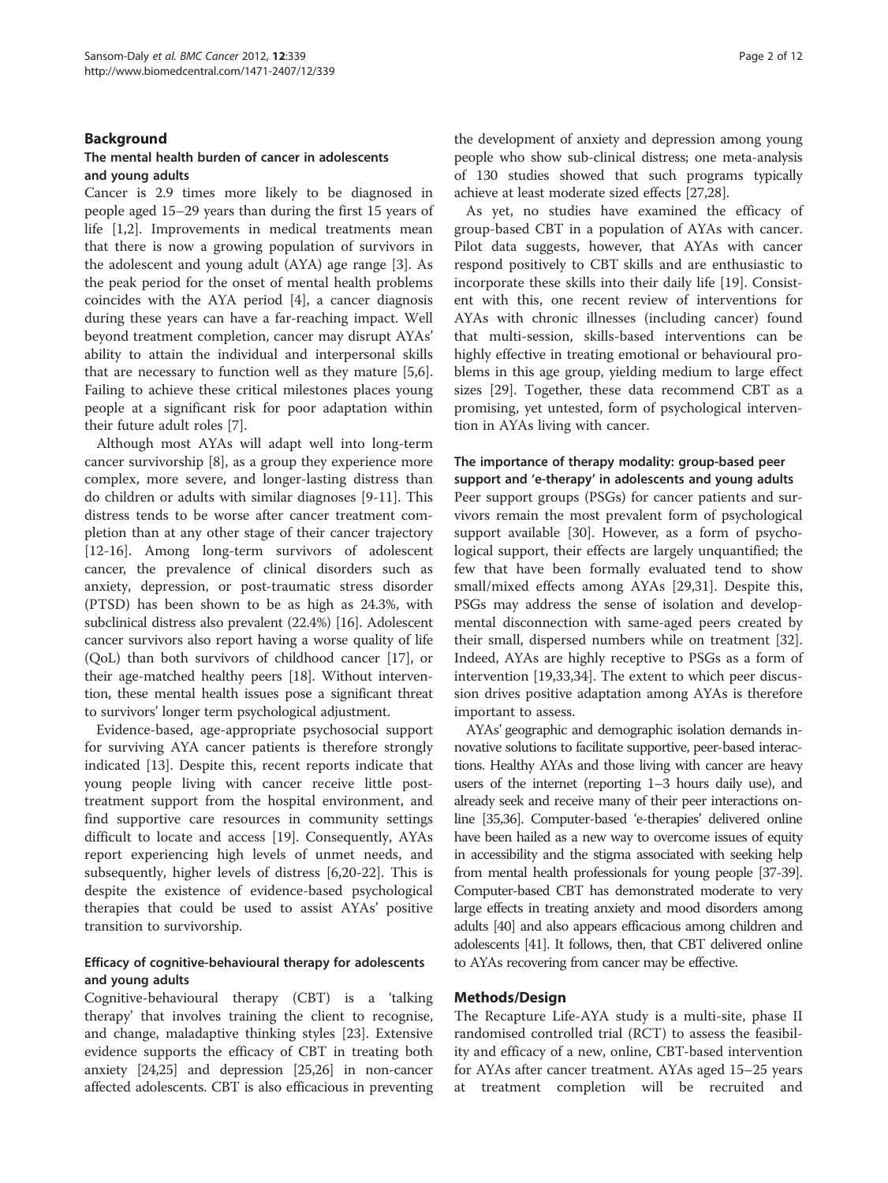## Background

### The mental health burden of cancer in adolescents and young adults

Cancer is 2.9 times more likely to be diagnosed in people aged 15–29 years than during the first 15 years of life [1,2]. Improvements in medical treatments mean that there is now a growing population of survivors in the adolescent and young adult (AYA) age range [3]. As the peak period for the onset of mental health problems coincides with the AYA period [4], a cancer diagnosis during these years can have a far-reaching impact. Well beyond treatment completion, cancer may disrupt AYAs' ability to attain the individual and interpersonal skills that are necessary to function well as they mature [5,6]. Failing to achieve these critical milestones places young people at a significant risk for poor adaptation within their future adult roles [7].

Although most AYAs will adapt well into long-term cancer survivorship [8], as a group they experience more complex, more severe, and longer-lasting distress than do children or adults with similar diagnoses [9-11]. This distress tends to be worse after cancer treatment completion than at any other stage of their cancer trajectory [12-16]. Among long-term survivors of adolescent cancer, the prevalence of clinical disorders such as anxiety, depression, or post-traumatic stress disorder (PTSD) has been shown to be as high as 24.3%, with subclinical distress also prevalent (22.4%) [16]. Adolescent cancer survivors also report having a worse quality of life (QoL) than both survivors of childhood cancer [17], or their age-matched healthy peers [18]. Without intervention, these mental health issues pose a significant threat to survivors' longer term psychological adjustment.

Evidence-based, age-appropriate psychosocial support for surviving AYA cancer patients is therefore strongly indicated [13]. Despite this, recent reports indicate that young people living with cancer receive little post-treatment support from the hospital environment, and find supportive care resources in community settings difficult to locate and access [19]. Consequently, AYAs report experiencing high levels of unmet needs, and subsequently, higher levels of distress [6,20-22]. This is despite the existence of evidence-based psychological therapies that could be used to assist AYAs' positive transition to survivorship.

### Efficacy of cognitive-behavioural therapy for adolescents and young adults

Cognitive-behavioural therapy (CBT) is a 'talking therapy' that involves training the client to recognise, and change, maladaptive thinking styles [23]. Extensive evidence supports the efficacy of CBT in treating both anxiety [24,25] and depression [25,26] in non-cancer affected adolescents. CBT is also efficacious in preventing the development of anxiety and depression among young people who show sub-clinical distress; one meta-analysis of 130 studies showed that such programs typically achieve at least moderate sized effects [27,28].

As yet, no studies have examined the efficacy of group-based CBT in a population of AYAs with cancer. Pilot data suggests, however, that AYAs with cancer respond positively to CBT skills and are enthusiastic to incorporate these skills into their daily life [19]. Consistent with this, one recent review of interventions for AYAs with chronic illnesses (including cancer) found that multi-session, skills-based interventions can be highly effective in treating emotional or behavioural problems in this age group, yielding medium to large effect sizes [29]. Together, these data recommend CBT as a promising, yet untested, form of psychological intervention in AYAs living with cancer.

### The importance of therapy modality: group-based peer support and 'e-therapy' in adolescents and young adults

Peer support groups (PSGs) for cancer patients and survivors remain the most prevalent form of psychological support available [30]. However, as a form of psychological support, their effects are largely unquantified; the few that have been formally evaluated tend to show small/mixed effects among AYAs [29,31]. Despite this, PSGs may address the sense of isolation and developmental disconnection with same-aged peers created by their small, dispersed numbers while on treatment [32]. Indeed, AYAs are highly receptive to PSGs as a form of intervention [19,33,34]. The extent to which peer discussion drives positive adaptation among AYAs is therefore important to assess.

AYAs' geographic and demographic isolation demands innovative solutions to facilitate supportive, peer-based interactions. Healthy AYAs and those living with cancer are heavy users of the internet (reporting 1–3 hours daily use), and already seek and receive many of their peer interactions online [35,36]. Computer-based 'e-therapies' delivered online have been hailed as a new way to overcome issues of equity in accessibility and the stigma associated with seeking help from mental health professionals for young people [37-39]. Computer-based CBT has demonstrated moderate to very large effects in treating anxiety and mood disorders among adults [40] and also appears efficacious among children and adolescents [41]. It follows, then, that CBT delivered online to AYAs recovering from cancer may be effective.

## Methods/Design

The Recapture Life-AYA study is a multi-site, phase II randomised controlled trial (RCT) to assess the feasibility and efficacy of a new, online, CBT-based intervention for AYAs after cancer treatment. AYAs aged 15–25 years at treatment completion will be recruited and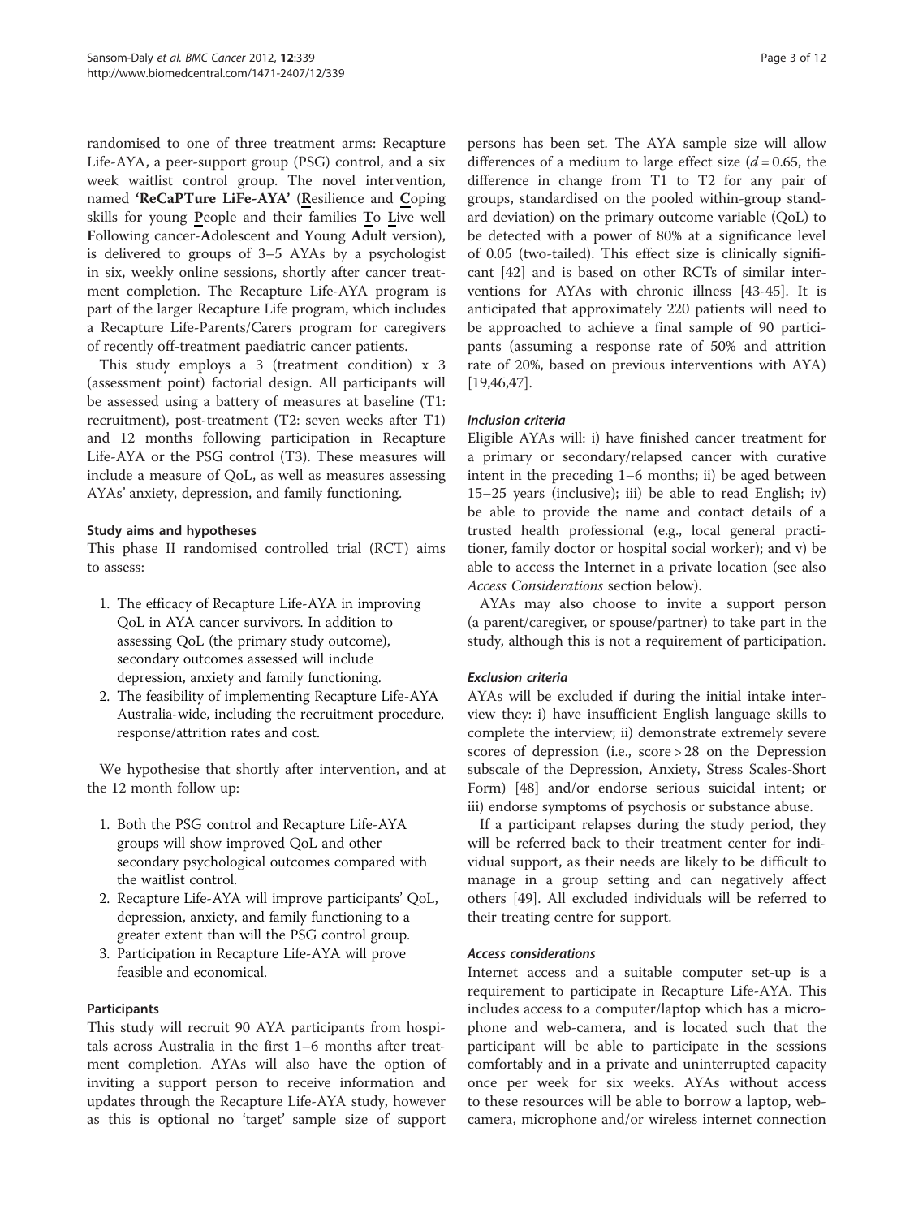randomised to one of three treatment arms: Recapture Life-AYA, a peer-support group (PSG) control, and a six week waitlist control group. The novel intervention, named **'ReCaPTure LiFe-AYA'** (**R**esilience and **C**oping skills for young **P**eople and their families **T**o **L**ive well **F**ollowing cancer-**A**dolescent and **Y**oung **A**dult version), is delivered to groups of 3–5 AYAs by a psychologist in six, weekly online sessions, shortly after cancer treatment completion. The Recapture Life-AYA program is part of the larger Recapture Life program, which includes a Recapture Life-Parents/Carers program for caregivers of recently off-treatment paediatric cancer patients.

This study employs a 3 (treatment condition) x 3 (assessment point) factorial design. All participants will be assessed using a battery of measures at baseline (T1: recruitment), post-treatment (T2: seven weeks after T1) and 12 months following participation in Recapture Life-AYA or the PSG control (T3). These measures will include a measure of QoL, as well as measures assessing AYAs' anxiety, depression, and family functioning.

### Study aims and hypotheses

This phase II randomised controlled trial (RCT) aims to assess:

1. The efficacy of Recapture Life-AYA in improving QoL in AYA cancer survivors. In addition to assessing QoL (the primary study outcome), secondary outcomes assessed will include depression, anxiety and family functioning.
2. The feasibility of implementing Recapture Life-AYA Australia-wide, including the recruitment procedure, response/attrition rates and cost.

We hypothesise that shortly after intervention, and at the 12 month follow up:

1. Both the PSG control and Recapture Life-AYA groups will show improved QoL and other secondary psychological outcomes compared with the waitlist control.
2. Recapture Life-AYA will improve participants' QoL, depression, anxiety, and family functioning to a greater extent than will the PSG control group.
3. Participation in Recapture Life-AYA will prove feasible and economical.

### Participants

This study will recruit 90 AYA participants from hospitals across Australia in the first 1–6 months after treatment completion. AYAs will also have the option of inviting a support person to receive information and updates through the Recapture Life-AYA study, however as this is optional no 'target' sample size of support persons has been set. The AYA sample size will allow differences of a medium to large effect size ($d = 0.65$, the difference in change from T1 to T2 for any pair of groups, standardised on the pooled within-group standard deviation) on the primary outcome variable (QoL) to be detected with a power of 80% at a significance level of 0.05 (two-tailed). This effect size is clinically significant [42] and is based on other RCTs of similar interventions for AYAs with chronic illness [43-45]. It is anticipated that approximately 220 patients will need to be approached to achieve a final sample of 90 participants (assuming a response rate of 50% and attrition rate of 20%, based on previous interventions with AYA) [19,46,47].

#### *Inclusion criteria*

Eligible AYAs will: i) have finished cancer treatment for a primary or secondary/relapsed cancer with curative intent in the preceding 1–6 months; ii) be aged between 15–25 years (inclusive); iii) be able to read English; iv) be able to provide the name and contact details of a trusted health professional (e.g., local general practitioner, family doctor or hospital social worker); and v) be able to access the Internet in a private location (see also *Access Considerations* section below).

AYAs may also choose to invite a support person (a parent/caregiver, or spouse/partner) to take part in the study, although this is not a requirement of participation.

#### *Exclusion criteria*

AYAs will be excluded if during the initial intake interview they: i) have insufficient English language skills to complete the interview; ii) demonstrate extremely severe scores of depression (i.e., score > 28 on the Depression subscale of the Depression, Anxiety, Stress Scales-Short Form) [48] and/or endorse serious suicidal intent; or iii) endorse symptoms of psychosis or substance abuse.

If a participant relapses during the study period, they will be referred back to their treatment center for individual support, as their needs are likely to be difficult to manage in a group setting and can negatively affect others [49]. All excluded individuals will be referred to their treating centre for support.

#### *Access considerations*

Internet access and a suitable computer set-up is a requirement to participate in Recapture Life-AYA. This includes access to a computer/laptop which has a microphone and web-camera, and is located such that the participant will be able to participate in the sessions comfortably and in a private and uninterrupted capacity once per week for six weeks. AYAs without access to these resources will be able to borrow a laptop, web-camera, microphone and/or wireless internet connection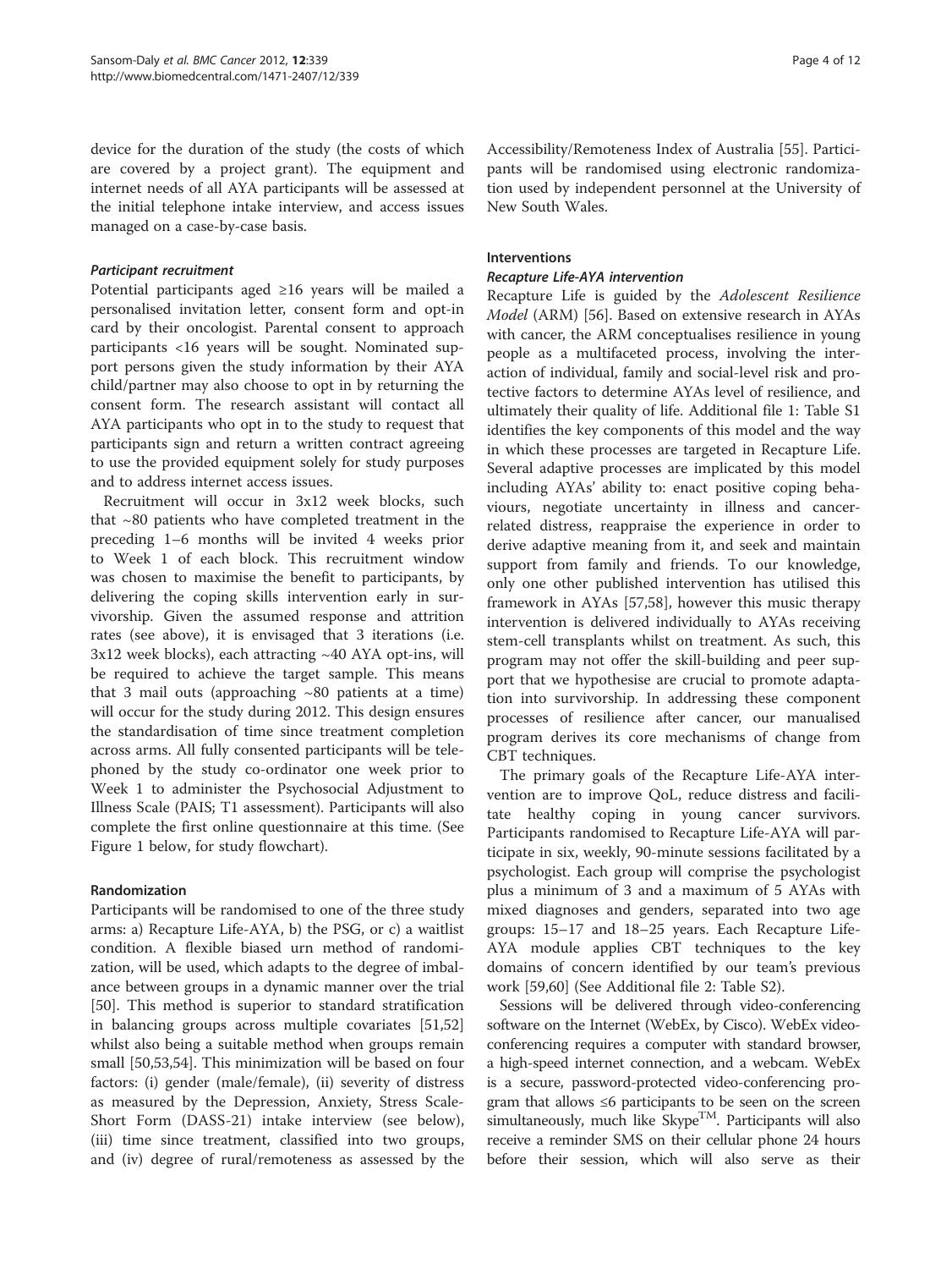device for the duration of the study (the costs of which are covered by a project grant). The equipment and internet needs of all AYA participants will be assessed at the initial telephone intake interview, and access issues managed on a case-by-case basis.

#### *Participant recruitment*

Potential participants aged ≥16 years will be mailed a personalised invitation letter, consent form and opt-in card by their oncologist. Parental consent to approach participants <16 years will be sought. Nominated support persons given the study information by their AYA child/partner may also choose to opt in by returning the consent form. The research assistant will contact all AYA participants who opt in to the study to request that participants sign and return a written contract agreeing to use the provided equipment solely for study purposes and to address internet access issues.

Recruitment will occur in 3x12 week blocks, such that ~80 patients who have completed treatment in the preceding 1–6 months will be invited 4 weeks prior to Week 1 of each block. This recruitment window was chosen to maximise the benefit to participants, by delivering the coping skills intervention early in survivorship. Given the assumed response and attrition rates (see above), it is envisaged that 3 iterations (i.e. 3x12 week blocks), each attracting ~40 AYA opt-ins, will be required to achieve the target sample. This means that 3 mail outs (approaching ~80 patients at a time) will occur for the study during 2012. This design ensures the standardisation of time since treatment completion across arms. All fully consented participants will be telephoned by the study co-ordinator one week prior to Week 1 to administer the Psychosocial Adjustment to Illness Scale (PAIS; T1 assessment). Participants will also complete the first online questionnaire at this time. (See Figure 1 below, for study flowchart).

### Randomization

Participants will be randomised to one of the three study arms: a) Recapture Life-AYA, b) the PSG, or c) a waitlist condition. A flexible biased urn method of randomization, will be used, which adapts to the degree of imbalance between groups in a dynamic manner over the trial [50]. This method is superior to standard stratification in balancing groups across multiple covariates [51,52] whilst also being a suitable method when groups remain small [50,53,54]. This minimization will be based on four factors: (i) gender (male/female), (ii) severity of distress as measured by the Depression, Anxiety, Stress Scale-Short Form (DASS-21) intake interview (see below), (iii) time since treatment, classified into two groups, and (iv) degree of rural/remoteness as assessed by the Accessibility/Remoteness Index of Australia [55]. Participants will be randomised using electronic randomization used by independent personnel at the University of New South Wales.

### Interventions

#### *Recapture Life-AYA intervention*

Recapture Life is guided by the *Adolescent Resilience Model* (ARM) [56]. Based on extensive research in AYAs with cancer, the ARM conceptualises resilience in young people as a multifaceted process, involving the interaction of individual, family and social-level risk and protective factors to determine AYAs level of resilience, and ultimately their quality of life. Additional file 1: Table S1 identifies the key components of this model and the way in which these processes are targeted in Recapture Life. Several adaptive processes are implicated by this model including AYAs' ability to: enact positive coping behaviours, negotiate uncertainty in illness and cancer-related distress, reappraise the experience in order to derive adaptive meaning from it, and seek and maintain support from family and friends. To our knowledge, only one other published intervention has utilised this framework in AYAs [57,58], however this music therapy intervention is delivered individually to AYAs receiving stem-cell transplants whilst on treatment. As such, this program may not offer the skill-building and peer support that we hypothesise are crucial to promote adaptation into survivorship. In addressing these component processes of resilience after cancer, our manualised program derives its core mechanisms of change from CBT techniques.

The primary goals of the Recapture Life-AYA intervention are to improve QoL, reduce distress and facilitate healthy coping in young cancer survivors. Participants randomised to Recapture Life-AYA will participate in six, weekly, 90-minute sessions facilitated by a psychologist. Each group will comprise the psychologist plus a minimum of 3 and a maximum of 5 AYAs with mixed diagnoses and genders, separated into two age groups: 15–17 and 18–25 years. Each Recapture Life-AYA module applies CBT techniques to the key domains of concern identified by our team's previous work [59,60] (See Additional file 2: Table S2).

Sessions will be delivered through video-conferencing software on the Internet (WebEx, by Cisco). WebEx video-conferencing requires a computer with standard browser, a high-speed internet connection, and a webcam. WebEx is a secure, password-protected video-conferencing program that allows ≤6 participants to be seen on the screen simultaneously, much like Skype™. Participants will also receive a reminder SMS on their cellular phone 24 hours before their session, which will also serve as their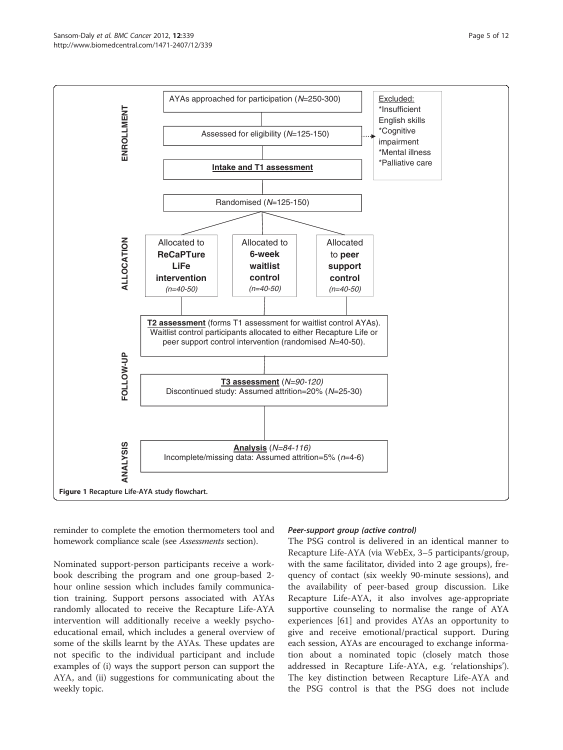ENROLLMENT

AYAs approached for participation (*N*=250-300)

Assessed for eligibility (*N*=125-150)

Excluded:
*Insufficient English skills
*Cognitive impairment
*Mental illness
*Palliative care

**Intake and T1 assessment**

Randomised (*N*=125-150)

ALLOCATION

Allocated to **ReCaPTure LiFe intervention** (*n*=40-50)

Allocated to **6-week waitlist control** (*n*=40-50)

Allocated to **peer support control** (*n*=40-50)

FOLLOW-UP

**T2 assessment** (forms T1 assessment for waitlist control AYAs). Waitlist control participants allocated to either Recapture Life or peer support control intervention (randomised *N*=40-50).

**T3 assessment** (*N*=90-120)
Discontinued study: Assumed attrition=20% (*N*=25-30)

ANALYSIS

**Analysis** (*N*=84-116)
Incomplete/missing data: Assumed attrition=5% (*n*=4-6)

**Figure 1 Recapture Life-AYA study flowchart.**

reminder to complete the emotion thermometers tool and homework compliance scale (see *Assessments* section).

Nominated support-person participants receive a workbook describing the program and one group-based 2-hour online session which includes family communication training. Support persons associated with AYAs randomly allocated to receive the Recapture Life-AYA intervention will additionally receive a weekly psychoeducational email, which includes a general overview of some of the skills learnt by the AYAs. These updates are not specific to the individual participant and include examples of (i) ways the support person can support the AYA, and (ii) suggestions for communicating about the weekly topic.

#### *Peer-support group (active control)*

The PSG control is delivered in an identical manner to Recapture Life-AYA (via WebEx, 3–5 participants/group, with the same facilitator, divided into 2 age groups), frequency of contact (six weekly 90-minute sessions), and the availability of peer-based group discussion. Like Recapture Life-AYA, it also involves age-appropriate supportive counseling to normalise the range of AYA experiences [61] and provides AYAs an opportunity to give and receive emotional/practical support. During each session, AYAs are encouraged to exchange information about a nominated topic (closely match those addressed in Recapture Life-AYA, e.g. 'relationships'). The key distinction between Recapture Life-AYA and the PSG control is that the PSG does not include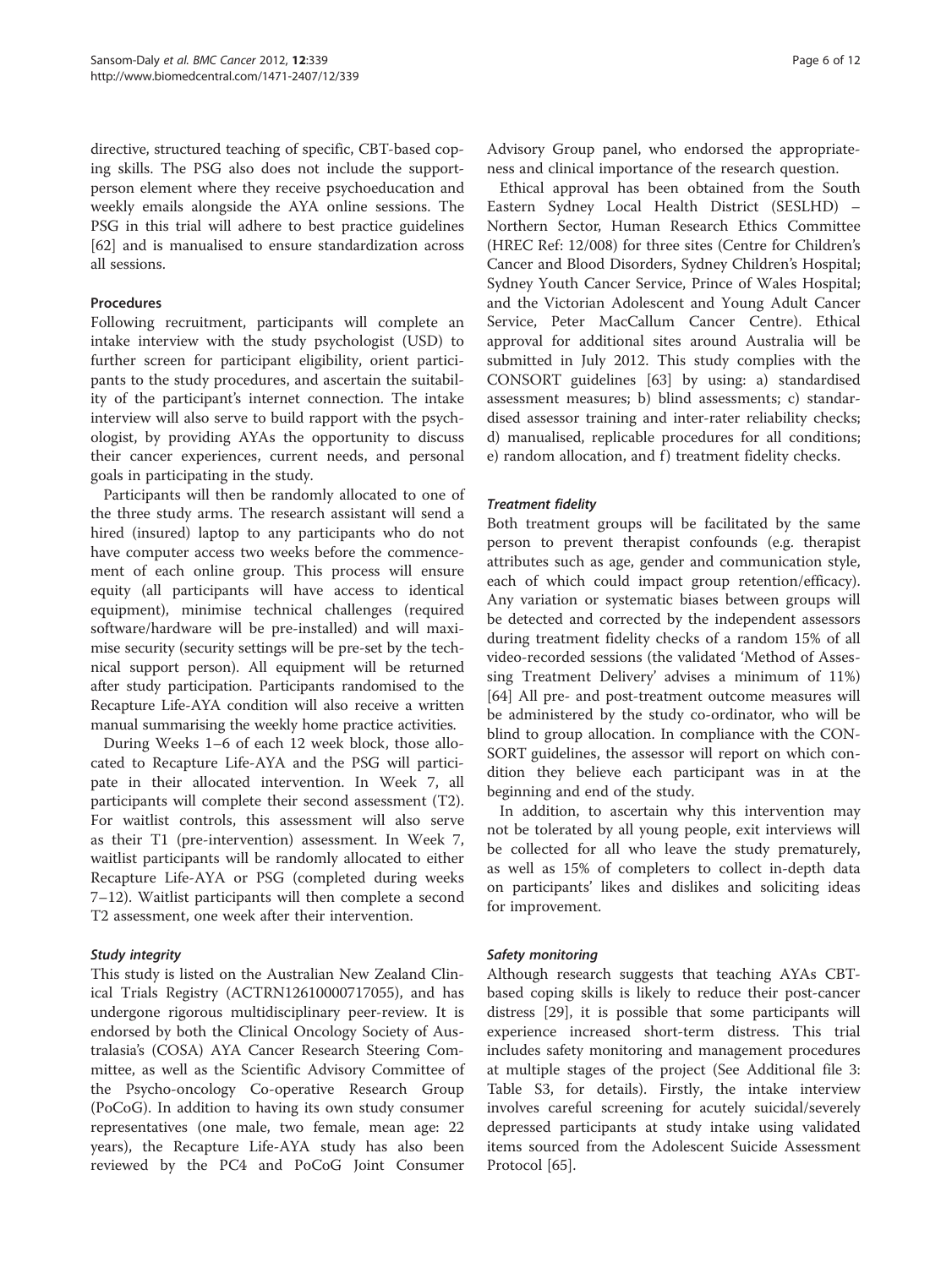directive, structured teaching of specific, CBT-based coping skills. The PSG also does not include the support-person element where they receive psychoeducation and weekly emails alongside the AYA online sessions. The PSG in this trial will adhere to best practice guidelines [62] and is manualised to ensure standardization across all sessions.

## Procedures

Following recruitment, participants will complete an intake interview with the study psychologist (USD) to further screen for participant eligibility, orient participants to the study procedures, and ascertain the suitability of the participant's internet connection. The intake interview will also serve to build rapport with the psychologist, by providing AYAs the opportunity to discuss their cancer experiences, current needs, and personal goals in participating in the study.

Participants will then be randomly allocated to one of the three study arms. The research assistant will send a hired (insured) laptop to any participants who do not have computer access two weeks before the commencement of each online group. This process will ensure equity (all participants will have access to identical equipment), minimise technical challenges (required software/hardware will be pre-installed) and will maximise security (security settings will be pre-set by the technical support person). All equipment will be returned after study participation. Participants randomised to the Recapture Life-AYA condition will also receive a written manual summarising the weekly home practice activities.

During Weeks 1–6 of each 12 week block, those allocated to Recapture Life-AYA and the PSG will participate in their allocated intervention. In Week 7, all participants will complete their second assessment (T2). For waitlist controls, this assessment will also serve as their T1 (pre-intervention) assessment. In Week 7, waitlist participants will be randomly allocated to either Recapture Life-AYA or PSG (completed during weeks 7–12). Waitlist participants will then complete a second T2 assessment, one week after their intervention.

### *Study integrity*

This study is listed on the Australian New Zealand Clinical Trials Registry (ACTRN12610000717055), and has undergone rigorous multidisciplinary peer-review. It is endorsed by both the Clinical Oncology Society of Australasia's (COSA) AYA Cancer Research Steering Committee, as well as the Scientific Advisory Committee of the Psycho-oncology Co-operative Research Group (PoCoG). In addition to having its own study consumer representatives (one male, two female, mean age: 22 years), the Recapture Life-AYA study has also been reviewed by the PC4 and PoCoG Joint Consumer Advisory Group panel, who endorsed the appropriateness and clinical importance of the research question.

Ethical approval has been obtained from the South Eastern Sydney Local Health District (SESLHD) – Northern Sector, Human Research Ethics Committee (HREC Ref: 12/008) for three sites (Centre for Children's Cancer and Blood Disorders, Sydney Children's Hospital; Sydney Youth Cancer Service, Prince of Wales Hospital; and the Victorian Adolescent and Young Adult Cancer Service, Peter MacCallum Cancer Centre). Ethical approval for additional sites around Australia will be submitted in July 2012. This study complies with the CONSORT guidelines [63] by using: a) standardised assessment measures; b) blind assessments; c) standardised assessor training and inter-rater reliability checks; d) manualised, replicable procedures for all conditions; e) random allocation, and f) treatment fidelity checks.

### *Treatment fidelity*

Both treatment groups will be facilitated by the same person to prevent therapist confounds (e.g. therapist attributes such as age, gender and communication style, each of which could impact group retention/efficacy). Any variation or systematic biases between groups will be detected and corrected by the independent assessors during treatment fidelity checks of a random 15% of all video-recorded sessions (the validated 'Method of Assessing Treatment Delivery' advises a minimum of 11%) [64] All pre- and post-treatment outcome measures will be administered by the study co-ordinator, who will be blind to group allocation. In compliance with the CONSORT guidelines, the assessor will report on which condition they believe each participant was in at the beginning and end of the study.

In addition, to ascertain why this intervention may not be tolerated by all young people, exit interviews will be collected for all who leave the study prematurely, as well as 15% of completers to collect in-depth data on participants' likes and dislikes and soliciting ideas for improvement.

### *Safety monitoring*

Although research suggests that teaching AYAs CBT-based coping skills is likely to reduce their post-cancer distress [29], it is possible that some participants will experience increased short-term distress. This trial includes safety monitoring and management procedures at multiple stages of the project (See Additional file 3: Table S3, for details). Firstly, the intake interview involves careful screening for acutely suicidal/severely depressed participants at study intake using validated items sourced from the Adolescent Suicide Assessment Protocol [65].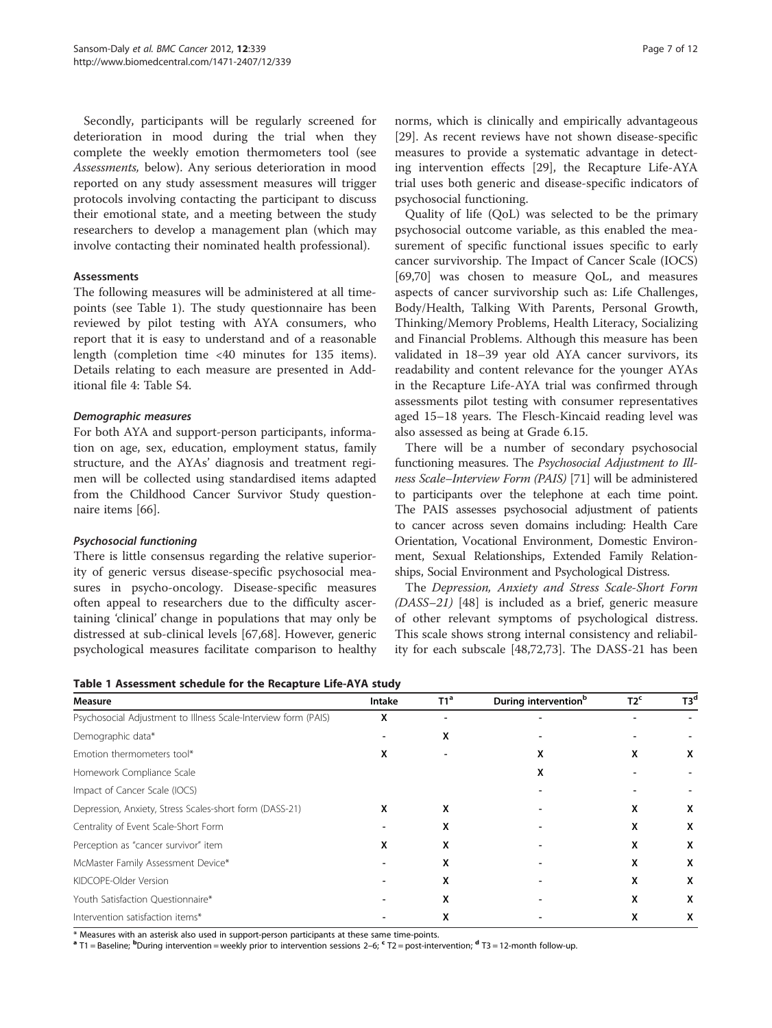Secondly, participants will be regularly screened for deterioration in mood during the trial when they complete the weekly emotion thermometers tool (see *Assessments*, below). Any serious deterioration in mood reported on any study assessment measures will trigger protocols involving contacting the participant to discuss their emotional state, and a meeting between the study researchers to develop a management plan (which may involve contacting their nominated health professional).

#### Assessments

The following measures will be administered at all time-points (see Table 1). The study questionnaire has been reviewed by pilot testing with AYA consumers, who report that it is easy to understand and of a reasonable length (completion time <40 minutes for 135 items). Details relating to each measure are presented in Additional file 4: Table S4.

##### *Demographic measures*

For both AYA and support-person participants, information on age, sex, education, employment status, family structure, and the AYAs' diagnosis and treatment regimen will be collected using standardised items adapted from the Childhood Cancer Survivor Study questionnaire items [66].

##### *Psychosocial functioning*

There is little consensus regarding the relative superiority of generic versus disease-specific psychosocial measures in psycho-oncology. Disease-specific measures often appeal to researchers due to the difficulty ascertaining 'clinical' change in populations that may only be distressed at sub-clinical levels [67,68]. However, generic psychological measures facilitate comparison to healthy norms, which is clinically and empirically advantageous [29]. As recent reviews have not shown disease-specific measures to provide a systematic advantage in detecting intervention effects [29], the Recapture Life-AYA trial uses both generic and disease-specific indicators of psychosocial functioning.

Quality of life (QoL) was selected to be the primary psychosocial outcome variable, as this enabled the measurement of specific functional issues specific to early cancer survivorship. The Impact of Cancer Scale (IOCS) [69,70] was chosen to measure QoL, and measures aspects of cancer survivorship such as: Life Challenges, Body/Health, Talking With Parents, Personal Growth, Thinking/Memory Problems, Health Literacy, Socializing and Financial Problems. Although this measure has been validated in 18–39 year old AYA cancer survivors, its readability and content relevance for the younger AYAs in the Recapture Life-AYA trial was confirmed through assessments pilot testing with consumer representatives aged 15–18 years. The Flesch-Kincaid reading level was also assessed as being at Grade 6.15.

There will be a number of secondary psychosocial functioning measures. The *Psychosocial Adjustment to Illness Scale–Interview Form (PAIS)* [71] will be administered to participants over the telephone at each time point. The PAIS assesses psychosocial adjustment of patients to cancer across seven domains including: Health Care Orientation, Vocational Environment, Domestic Environment, Sexual Relationships, Extended Family Relationships, Social Environment and Psychological Distress.

The *Depression, Anxiety and Stress Scale-Short Form (DASS–21)* [48] is included as a brief, generic measure of other relevant symptoms of psychological distress. This scale shows strong internal consistency and reliability for each subscale [48,72,73]. The DASS-21 has been

**Table 1 Assessment schedule for the Recapture Life-AYA study**

| Measure | Intake | T1[a] | During intervention[b] | T2[c] | T3[d] |
|---|---|---|---|---|---|
| Psychosocial Adjustment to Illness Scale-Interview form (PAIS) | X | - | - | - | - |
| Demographic data* | - | X | - | - | - |
| Emotion thermometers tool* | X | - | X | X | X |
| Homework Compliance Scale | | | X | - | - |
| Impact of Cancer Scale (IOCS) | | | - | - | - |
| Depression, Anxiety, Stress Scales-short form (DASS-21) | X | X | - | X | X |
| Centrality of Event Scale-Short Form | - | X | - | X | X |
| Perception as "cancer survivor" item | X | X | - | X | X |
| McMaster Family Assessment Device* | - | X | - | X | X |
| KIDCOPE-Older Version | - | X | - | X | X |
| Youth Satisfaction Questionnaire* | - | X | - | X | X |
| Intervention satisfaction items* | - | X | - | X | X |

\* Measures with an asterisk also used in support-person participants at these same time-points.
[a] T1 = Baseline; [b]During intervention = weekly prior to intervention sessions 2–6; [c] T2 = post-intervention; [d] T3 = 12-month follow-up.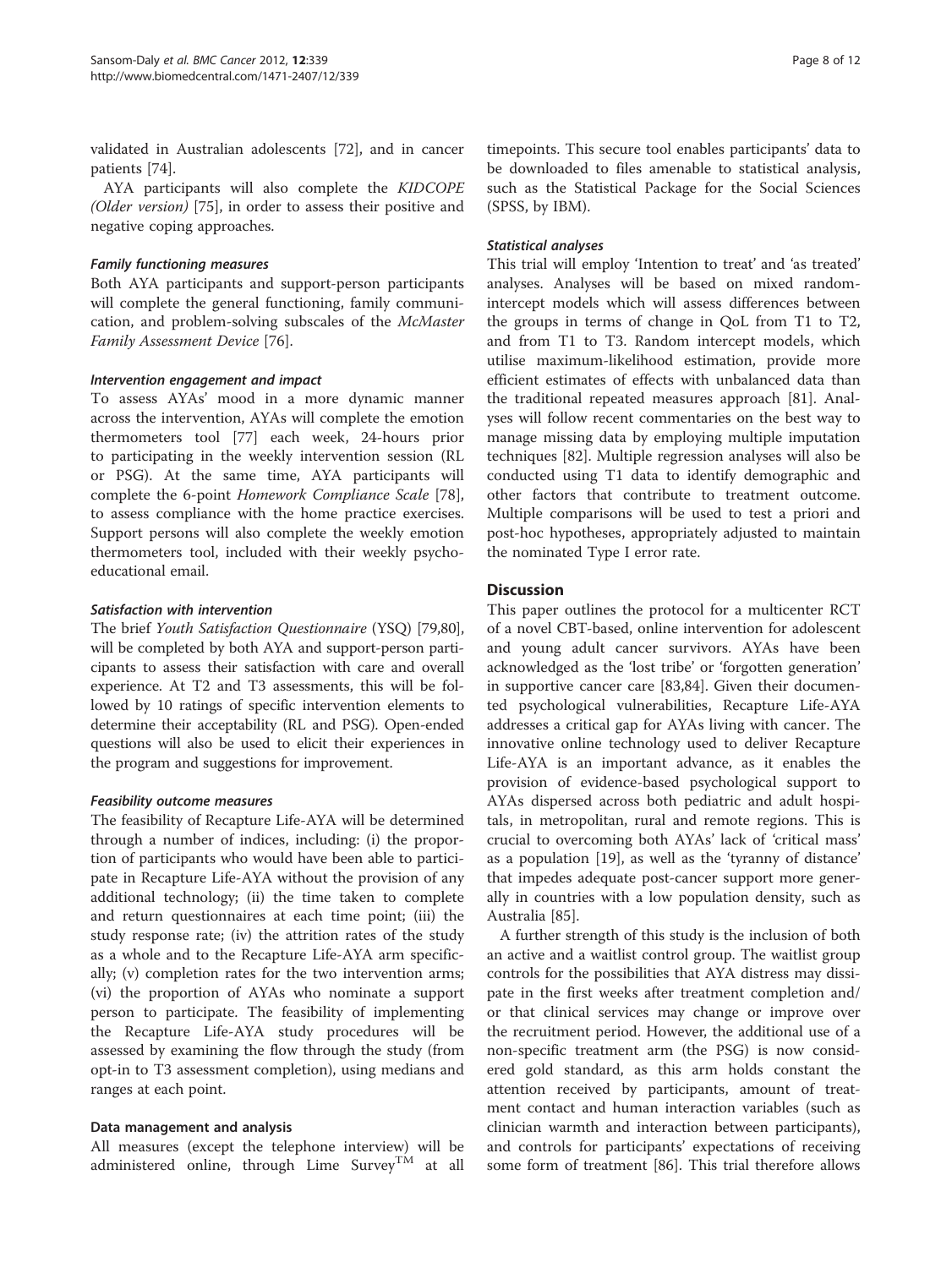validated in Australian adolescents [72], and in cancer patients [74].

AYA participants will also complete the *KIDCOPE (Older version)* [75], in order to assess their positive and negative coping approaches.

#### *Family functioning measures*

Both AYA participants and support-person participants will complete the general functioning, family communication, and problem-solving subscales of the *McMaster Family Assessment Device* [76].

#### *Intervention engagement and impact*

To assess AYAs' mood in a more dynamic manner across the intervention, AYAs will complete the emotion thermometers tool [77] each week, 24-hours prior to participating in the weekly intervention session (RL or PSG). At the same time, AYA participants will complete the 6-point *Homework Compliance Scale* [78], to assess compliance with the home practice exercises. Support persons will also complete the weekly emotion thermometers tool, included with their weekly psychoeducational email.

#### *Satisfaction with intervention*

The brief *Youth Satisfaction Questionnaire* (YSQ) [79,80], will be completed by both AYA and support-person participants to assess their satisfaction with care and overall experience. At T2 and T3 assessments, this will be followed by 10 ratings of specific intervention elements to determine their acceptability (RL and PSG). Open-ended questions will also be used to elicit their experiences in the program and suggestions for improvement.

#### *Feasibility outcome measures*

The feasibility of Recapture Life-AYA will be determined through a number of indices, including: (i) the proportion of participants who would have been able to participate in Recapture Life-AYA without the provision of any additional technology; (ii) the time taken to complete and return questionnaires at each time point; (iii) the study response rate; (iv) the attrition rates of the study as a whole and to the Recapture Life-AYA arm specifically; (v) completion rates for the two intervention arms; (vi) the proportion of AYAs who nominate a support person to participate. The feasibility of implementing the Recapture Life-AYA study procedures will be assessed by examining the flow through the study (from opt-in to T3 assessment completion), using medians and ranges at each point.

### Data management and analysis

All measures (except the telephone interview) will be administered online, through Lime Survey™ at all timepoints. This secure tool enables participants' data to be downloaded to files amenable to statistical analysis, such as the Statistical Package for the Social Sciences (SPSS, by IBM).

#### *Statistical analyses*

This trial will employ 'Intention to treat' and 'as treated' analyses. Analyses will be based on mixed random-intercept models which will assess differences between the groups in terms of change in QoL from T1 to T2, and from T1 to T3. Random intercept models, which utilise maximum-likelihood estimation, provide more efficient estimates of effects with unbalanced data than the traditional repeated measures approach [81]. Analyses will follow recent commentaries on the best way to manage missing data by employing multiple imputation techniques [82]. Multiple regression analyses will also be conducted using T1 data to identify demographic and other factors that contribute to treatment outcome. Multiple comparisons will be used to test a priori and post-hoc hypotheses, appropriately adjusted to maintain the nominated Type I error rate.

## Discussion

This paper outlines the protocol for a multicenter RCT of a novel CBT-based, online intervention for adolescent and young adult cancer survivors. AYAs have been acknowledged as the 'lost tribe' or 'forgotten generation' in supportive cancer care [83,84]. Given their documented psychological vulnerabilities, Recapture Life-AYA addresses a critical gap for AYAs living with cancer. The innovative online technology used to deliver Recapture Life-AYA is an important advance, as it enables the provision of evidence-based psychological support to AYAs dispersed across both pediatric and adult hospitals, in metropolitan, rural and remote regions. This is crucial to overcoming both AYAs' lack of 'critical mass' as a population [19], as well as the 'tyranny of distance' that impedes adequate post-cancer support more generally in countries with a low population density, such as Australia [85].

A further strength of this study is the inclusion of both an active and a waitlist control group. The waitlist group controls for the possibilities that AYA distress may dissipate in the first weeks after treatment completion and/or that clinical services may change or improve over the recruitment period. However, the additional use of a non-specific treatment arm (the PSG) is now considered gold standard, as this arm holds constant the attention received by participants, amount of treatment contact and human interaction variables (such as clinician warmth and interaction between participants), and controls for participants' expectations of receiving some form of treatment [86]. This trial therefore allows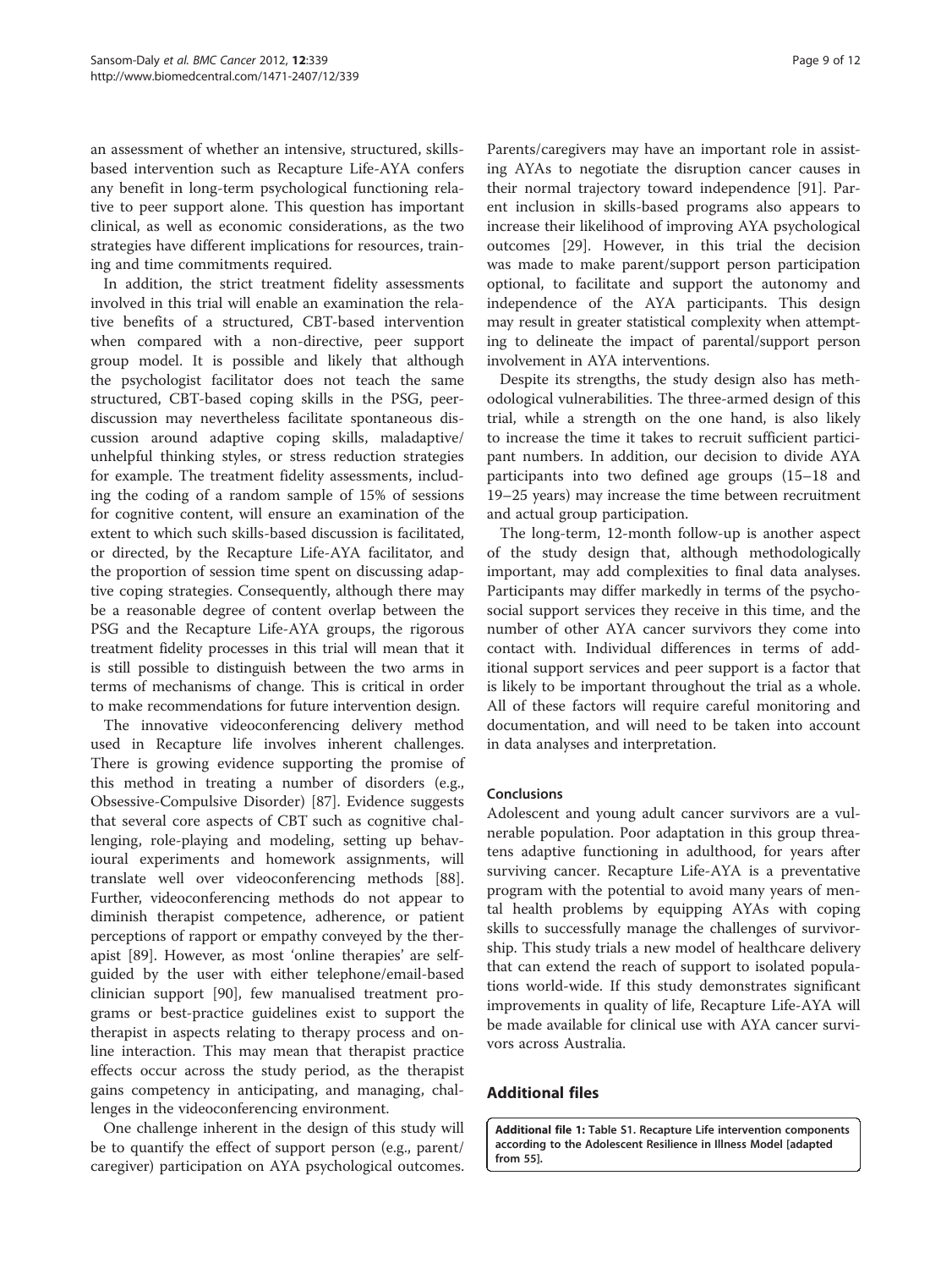an assessment of whether an intensive, structured, skills-based intervention such as Recapture Life-AYA confers any benefit in long-term psychological functioning relative to peer support alone. This question has important clinical, as well as economic considerations, as the two strategies have different implications for resources, training and time commitments required.

In addition, the strict treatment fidelity assessments involved in this trial will enable an examination the relative benefits of a structured, CBT-based intervention when compared with a non-directive, peer support group model. It is possible and likely that although the psychologist facilitator does not teach the same structured, CBT-based coping skills in the PSG, peer-discussion may nevertheless facilitate spontaneous discussion around adaptive coping skills, maladaptive/unhelpful thinking styles, or stress reduction strategies for example. The treatment fidelity assessments, including the coding of a random sample of 15% of sessions for cognitive content, will ensure an examination of the extent to which such skills-based discussion is facilitated, or directed, by the Recapture Life-AYA facilitator, and the proportion of session time spent on discussing adaptive coping strategies. Consequently, although there may be a reasonable degree of content overlap between the PSG and the Recapture Life-AYA groups, the rigorous treatment fidelity processes in this trial will mean that it is still possible to distinguish between the two arms in terms of mechanisms of change. This is critical in order to make recommendations for future intervention design.

The innovative videoconferencing delivery method used in Recapture life involves inherent challenges. There is growing evidence supporting the promise of this method in treating a number of disorders (e.g., Obsessive-Compulsive Disorder) [87]. Evidence suggests that several core aspects of CBT such as cognitive challenging, role-playing and modeling, setting up behavioural experiments and homework assignments, will translate well over videoconferencing methods [88]. Further, videoconferencing methods do not appear to diminish therapist competence, adherence, or patient perceptions of rapport or empathy conveyed by the therapist [89]. However, as most 'online therapies' are self-guided by the user with either telephone/email-based clinician support [90], few manualised treatment programs or best-practice guidelines exist to support the therapist in aspects relating to therapy process and online interaction. This may mean that therapist practice effects occur across the study period, as the therapist gains competency in anticipating, and managing, challenges in the videoconferencing environment.

One challenge inherent in the design of this study will be to quantify the effect of support person (e.g., parent/caregiver) participation on AYA psychological outcomes. Parents/caregivers may have an important role in assisting AYAs to negotiate the disruption cancer causes in their normal trajectory toward independence [91]. Parent inclusion in skills-based programs also appears to increase their likelihood of improving AYA psychological outcomes [29]. However, in this trial the decision was made to make parent/support person participation optional, to facilitate and support the autonomy and independence of the AYA participants. This design may result in greater statistical complexity when attempting to delineate the impact of parental/support person involvement in AYA interventions.

Despite its strengths, the study design also has methodological vulnerabilities. The three-armed design of this trial, while a strength on the one hand, is also likely to increase the time it takes to recruit sufficient participant numbers. In addition, our decision to divide AYA participants into two defined age groups (15–18 and 19–25 years) may increase the time between recruitment and actual group participation.

The long-term, 12-month follow-up is another aspect of the study design that, although methodologically important, may add complexities to final data analyses. Participants may differ markedly in terms of the psychosocial support services they receive in this time, and the number of other AYA cancer survivors they come into contact with. Individual differences in terms of additional support services and peer support is a factor that is likely to be important throughout the trial as a whole. All of these factors will require careful monitoring and documentation, and will need to be taken into account in data analyses and interpretation.

### Conclusions

Adolescent and young adult cancer survivors are a vulnerable population. Poor adaptation in this group threatens adaptive functioning in adulthood, for years after surviving cancer. Recapture Life-AYA is a preventative program with the potential to avoid many years of mental health problems by equipping AYAs with coping skills to successfully manage the challenges of survivorship. This study trials a new model of healthcare delivery that can extend the reach of support to isolated populations world-wide. If this study demonstrates significant improvements in quality of life, Recapture Life-AYA will be made available for clinical use with AYA cancer survivors across Australia.

## Additional files

**Additional file 1: Table S1. Recapture Life intervention components according to the Adolescent Resilience in Illness Model [adapted from 55].**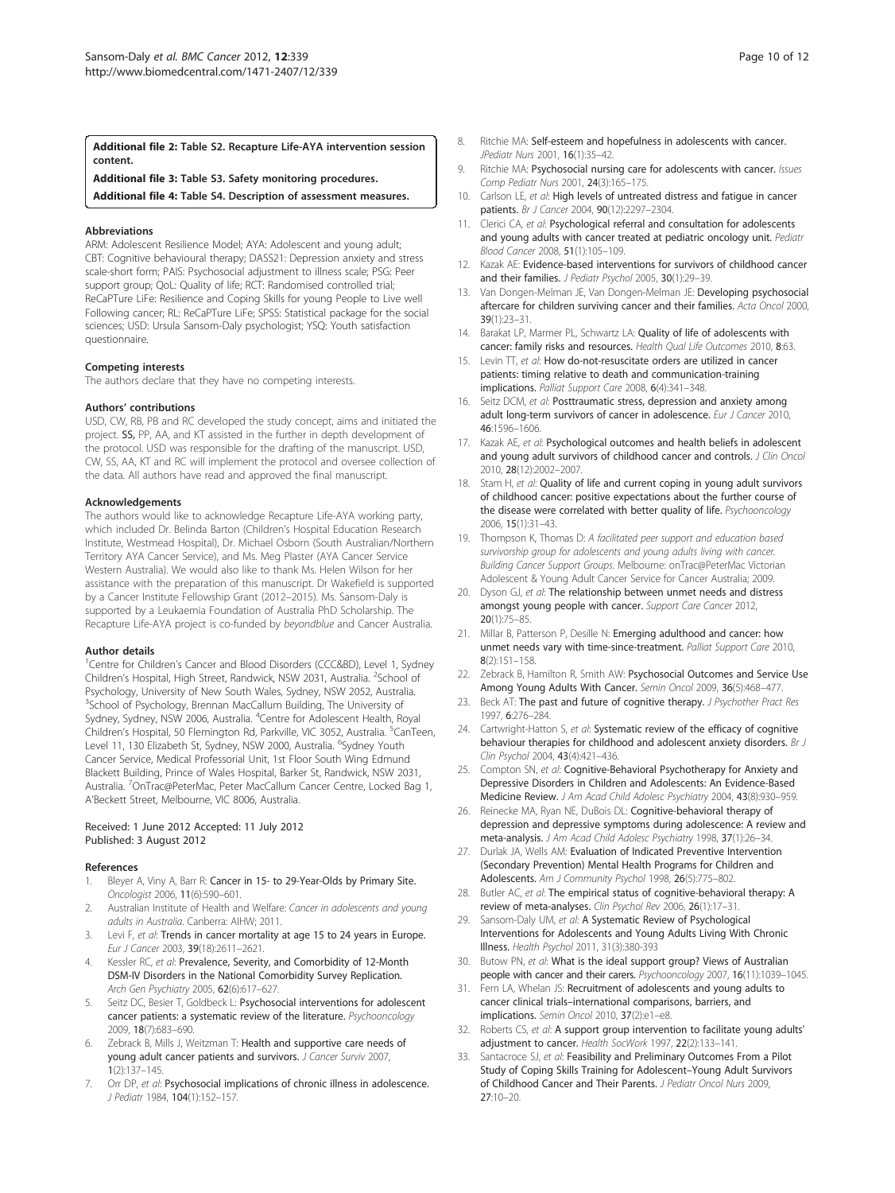**Additional file 2: Table S2. Recapture Life-AYA intervention session content.**

**Additional file 3: Table S3. Safety monitoring procedures.**

**Additional file 4: Table S4. Description of assessment measures.**

#### Abbreviations

ARM: Adolescent Resilience Model; AYA: Adolescent and young adult; CBT: Cognitive behavioural therapy; DASS21: Depression anxiety and stress scale-short form; PAIS: Psychosocial adjustment to illness scale; PSG: Peer support group; QoL: Quality of life; RCT: Randomised controlled trial; ReCaPTure LiFe: Resilience and Coping Skills for young People to Live well Following cancer; RL: ReCaPTure LiFe; SPSS: Statistical package for the social sciences; USD: Ursula Sansom-Daly psychologist; YSQ: Youth satisfaction questionnaire.

#### Competing interests

The authors declare that they have no competing interests.

#### Authors' contributions

USD, CW, RB, PB and RC developed the study concept, aims and initiated the project. **SS,** PP, AA, and KT assisted in the further in depth development of the protocol. USD was responsible for the drafting of the manuscript. USD, CW, SS, AA, KT and RC will implement the protocol and oversee collection of the data. All authors have read and approved the final manuscript.

#### Acknowledgements

The authors would like to acknowledge Recapture Life-AYA working party, which included Dr. Belinda Barton (Children's Hospital Education Research Institute, Westmead Hospital), Dr. Michael Osborn (South Australian/Northern Territory AYA Cancer Service), and Ms. Meg Plaster (AYA Cancer Service Western Australia). We would also like to thank Ms. Helen Wilson for her assistance with the preparation of this manuscript. Dr Wakefield is supported by a Cancer Institute Fellowship Grant (2012–2015). Ms. Sansom-Daly is supported by a Leukaemia Foundation of Australia PhD Scholarship. The Recapture Life-AYA project is co-funded by *beyondblue* and Cancer Australia.

#### Author details

[1]Centre for Children's Cancer and Blood Disorders (CCC&BD), Level 1, Sydney Children's Hospital, High Street, Randwick, NSW 2031, Australia. [2]School of Psychology, University of New South Wales, Sydney, NSW 2052, Australia. [3]School of Psychology, Brennan MacCallum Building, The University of Sydney, Sydney, NSW 2006, Australia. [4]Centre for Adolescent Health, Royal Children's Hospital, 50 Flemington Rd, Parkville, VIC 3052, Australia. [5]CanTeen, Level 11, 130 Elizabeth St, Sydney, NSW 2000, Australia. [6]Sydney Youth Cancer Service, Medical Professorial Unit, 1st Floor South Wing Edmund Blackett Building, Prince of Wales Hospital, Barker St, Randwick, NSW 2031, Australia. [7]OnTrac@PeterMac, Peter MacCallum Cancer Centre, Locked Bag 1, A'Beckett Street, Melbourne, VIC 8006, Australia.

Received: 1 June 2012 Accepted: 11 July 2012
Published: 3 August 2012

#### References

1. Bleyer A, Viny A, Barr R: **Cancer in 15- to 29-Year-Olds by Primary Site.** *Oncologist* 2006, **11**(6):590–601.
2. Australian Institute of Health and Welfare: *Cancer in adolescents and young adults in Australia*. Canberra: AIHW; 2011.
3. Levi F, *et al*: **Trends in cancer mortality at age 15 to 24 years in Europe.** *Eur J Cancer* 2003, **39**(18):2611–2621.
4. Kessler RC, *et al*: **Prevalence, Severity, and Comorbidity of 12-Month DSM-IV Disorders in the National Comorbidity Survey Replication.** *Arch Gen Psychiatry* 2005, **62**(6):617–627.
5. Seitz DC, Besier T, Goldbeck L: **Psychosocial interventions for adolescent cancer patients: a systematic review of the literature.** *Psychooncology* 2009, **18**(7):683–690.
6. Zebrack B, Mills J, Weitzman T: **Health and supportive care needs of young adult cancer patients and survivors.** *J Cancer Surviv* 2007, **1**(2):137–145.
7. Orr DP, *et al*: **Psychosocial implications of chronic illness in adolescence.** *J Pediatr* 1984, **104**(1):152–157.
8. Ritchie MA: **Self-esteem and hopefulness in adolescents with cancer.** *JPediatr Nurs* 2001, **16**(1):35–42.
9. Ritchie MA: **Psychosocial nursing care for adolescents with cancer.** *Issues Comp Pediatr Nurs* 2001, **24**(3):165–175.
10. Carlson LE, *et al*: **High levels of untreated distress and fatigue in cancer patients.** *Br J Cancer* 2004, **90**(12):2297–2304.
11. Clerici CA, *et al*: **Psychological referral and consultation for adolescents and young adults with cancer treated at pediatric oncology unit.** *Pediatr Blood Cancer* 2008, **51**(1):105–109.
12. Kazak AE: **Evidence-based interventions for survivors of childhood cancer and their families.** *J Pediatr Psychol* 2005, **30**(1):29–39.
13. Van Dongen-Melman JE, Van Dongen-Melman JE: **Developing psychosocial aftercare for children surviving cancer and their families.** *Acta Oncol* 2000, **39**(1):23–31.
14. Barakat LP, Marmer PL, Schwartz LA: **Quality of life of adolescents with cancer: family risks and resources.** *Health Qual Life Outcomes* 2010, **8**:63.
15. Levin TT, *et al*: **How do-not-resuscitate orders are utilized in cancer patients: timing relative to death and communication-training implications.** *Palliat Support Care* 2008, **6**(4):341–348.
16. Seitz DCM, *et al*: **Posttraumatic stress, depression and anxiety among adult long-term survivors of cancer in adolescence.** *Eur J Cancer* 2010, **46**:1596–1606.
17. Kazak AE, *et al*: **Psychological outcomes and health beliefs in adolescent and young adult survivors of childhood cancer and controls.** *J Clin Oncol* 2010, **28**(12):2002–2007.
18. Stam H, *et al*: **Quality of life and current coping in young adult survivors of childhood cancer: positive expectations about the further course of the disease were correlated with better quality of life.** *Psychooncology* 2006, **15**(1):31–43.
19. Thompson K, Thomas D: *A facilitated peer support and education based survivorship group for adolescents and young adults living with cancer. Building Cancer Support Groups*. Melbourne: onTrac@PeterMac Victorian Adolescent & Young Adult Cancer Service for Cancer Australia; 2009.
20. Dyson GJ, *et al*: **The relationship between unmet needs and distress amongst young people with cancer.** *Support Care Cancer* 2012, **20**(1):75–85.
21. Millar B, Patterson P, Desille N: **Emerging adulthood and cancer: how unmet needs vary with time-since-treatment.** *Palliat Support Care* 2010, **8**(2):151–158.
22. Zebrack B, Hamilton R, Smith AW: **Psychosocial Outcomes and Service Use Among Young Adults With Cancer.** *Semin Oncol* 2009, **36**(5):468–477.
23. Beck AT: **The past and future of cognitive therapy.** *J Psychother Pract Res* 1997, **6**:276–284.
24. Cartwright-Hatton S, *et al*: **Systematic review of the efficacy of cognitive behaviour therapies for childhood and adolescent anxiety disorders.** *Br J Clin Psychol* 2004, **43**(4):421–436.
25. Compton SN, *et al*: **Cognitive-Behavioral Psychotherapy for Anxiety and Depressive Disorders in Children and Adolescents: An Evidence-Based Medicine Review.** *J Am Acad Child Adolesc Psychiatry* 2004, **43**(8):930–959.
26. Reinecke MA, Ryan NE, DuBois DL: **Cognitive-behavioral therapy of depression and depressive symptoms during adolescence: A review and meta-analysis.** *J Am Acad Child Adolesc Psychiatry* 1998, **37**(1):26–34.
27. Durlak JA, Wells AM: **Evaluation of Indicated Preventive Intervention (Secondary Prevention) Mental Health Programs for Children and Adolescents.** *Am J Community Psychol* 1998, **26**(5):775–802.
28. Butler AC, *et al*: **The empirical status of cognitive-behavioral therapy: A review of meta-analyses.** *Clin Psychol Rev* 2006, **26**(1):17–31.
29. Sansom-Daly UM, *et al*: **A Systematic Review of Psychological Interventions for Adolescents and Young Adults Living With Chronic Illness.** *Health Psychol* 2011, 31(3):380-393
30. Butow PN, *et al*: **What is the ideal support group? Views of Australian people with cancer and their carers.** *Psychooncology* 2007, **16**(11):1039–1045.
31. Fern LA, Whelan JS: **Recruitment of adolescents and young adults to cancer clinical trials–international comparisons, barriers, and implications.** *Semin Oncol* 2010, **37**(2):e1–e8.
32. Roberts CS, *et al*: **A support group intervention to facilitate young adults' adjustment to cancer.** *Health SocWork* 1997, **22**(2):133–141.
33. Santacroce SJ, *et al*: **Feasibility and Preliminary Outcomes From a Pilot Study of Coping Skills Training for Adolescent–Young Adult Survivors of Childhood Cancer and Their Parents.** *J Pediatr Oncol Nurs* 2009, **27**:10–20.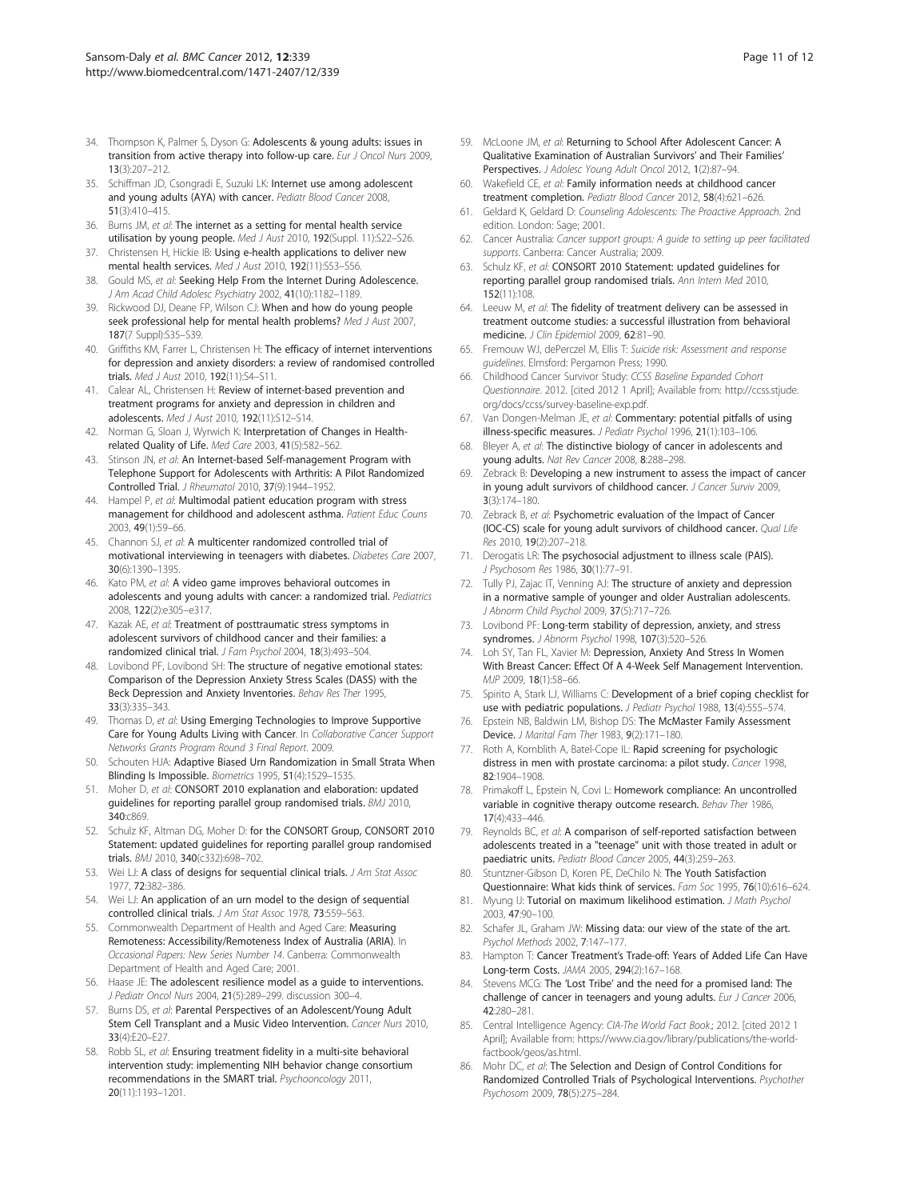34. Thompson K, Palmer S, Dyson G: **Adolescents & young adults: issues in transition from active therapy into follow-up care.** *Eur J Oncol Nurs* 2009, **13**(3):207–212.
35. Schiffman JD, Csongradi E, Suzuki LK: **Internet use among adolescent and young adults (AYA) with cancer.** *Pediatr Blood Cancer* 2008, **51**(3):410–415.
36. Burns JM, *et al*: **The internet as a setting for mental health service utilisation by young people.** *Med J Aust* 2010, **192**(Suppl. 11):S22–S26.
37. Christensen H, Hickie IB: **Using e-health applications to deliver new mental health services.** *Med J Aust* 2010, **192**(11):S53–S56.
38. Gould MS, *et al*: **Seeking Help From the Internet During Adolescence.** *J Am Acad Child Adolesc Psychiatry* 2002, **41**(10):1182–1189.
39. Rickwood DJ, Deane FP, Wilson CJ: **When and how do young people seek professional help for mental health problems?** *Med J Aust* 2007, **187**(7 Suppl):S35–S39.
40. Griffiths KM, Farrer L, Christensen H: **The efficacy of internet interventions for depression and anxiety disorders: a review of randomised controlled trials.** *Med J Aust* 2010, **192**(11):S4–S11.
41. Calear AL, Christensen H: **Review of internet-based prevention and treatment programs for anxiety and depression in children and adolescents.** *Med J Aust* 2010, **192**(11):S12–S14.
42. Norman G, Sloan J, Wyrwich K: **Interpretation of Changes in Health-related Quality of Life.** *Med Care* 2003, **41**(5):582–562.
43. Stinson JN, *et al*: **An Internet-based Self-management Program with Telephone Support for Adolescents with Arthritis: A Pilot Randomized Controlled Trial.** *J Rheumatol* 2010, **37**(9):1944–1952.
44. Hampel P, *et al*: **Multimodal patient education program with stress management for childhood and adolescent asthma.** *Patient Educ Couns* 2003, **49**(1):59–66.
45. Channon SJ, *et al*: **A multicenter randomized controlled trial of motivational interviewing in teenagers with diabetes.** *Diabetes Care* 2007, **30**(6):1390–1395.
46. Kato PM, *et al*: **A video game improves behavioral outcomes in adolescents and young adults with cancer: a randomized trial.** *Pediatrics* 2008, **122**(2):e305–e317.
47. Kazak AE, *et al*: **Treatment of posttraumatic stress symptoms in adolescent survivors of childhood cancer and their families: a randomized clinical trial.** *J Fam Psychol* 2004, **18**(3):493–504.
48. Lovibond PF, Lovibond SH: **The structure of negative emotional states: Comparison of the Depression Anxiety Stress Scales (DASS) with the Beck Depression and Anxiety Inventories.** *Behav Res Ther* 1995, **33**(3):335–343.
49. Thomas D, *et al*: **Using Emerging Technologies to Improve Supportive Care for Young Adults Living with Cancer.** In *Collaborative Cancer Support Networks Grants Program Round 3 Final Report*. 2009.
50. Schouten HJA: **Adaptive Biased Urn Randomization in Small Strata When Blinding Is Impossible.** *Biometrics* 1995, **51**(4):1529–1535.
51. Moher D, *et al*: **CONSORT 2010 explanation and elaboration: updated guidelines for reporting parallel group randomised trials.** *BMJ* 2010, **340**:c869.
52. Schulz KF, Altman DG, Moher D: **for the CONSORT Group, CONSORT 2010 Statement: updated guidelines for reporting parallel group randomised trials.** *BMJ* 2010, **340**(c332):698–702.
53. Wei LJ: **A class of designs for sequential clinical trials.** *J Am Stat Assoc* 1977, **72**:382–386.
54. Wei LJ: **An application of an urn model to the design of sequential controlled clinical trials.** *J Am Stat Assoc* 1978, **73**:559–563.
55. Commonwealth Department of Health and Aged Care: **Measuring Remoteness: Accessibility/Remoteness Index of Australia (ARIA).** In *Occasional Papers: New Series Number 14*. Canberra: Commonwealth Department of Health and Aged Care; 2001.
56. Haase JE: **The adolescent resilience model as a guide to interventions.** *J Pediatr Oncol Nurs* 2004, **21**(5):289–299. discussion 300–4.
57. Burns DS, *et al*: **Parental Perspectives of an Adolescent/Young Adult Stem Cell Transplant and a Music Video Intervention.** *Cancer Nurs* 2010, **33**(4):E20–E27.
58. Robb SL, *et al*: **Ensuring treatment fidelity in a multi-site behavioral intervention study: implementing NIH behavior change consortium recommendations in the SMART trial.** *Psychooncology* 2011, **20**(11):1193–1201.
59. McLoone JM, *et al*: **Returning to School After Adolescent Cancer: A Qualitative Examination of Australian Survivors' and Their Families' Perspectives.** *J Adolesc Young Adult Oncol* 2012, **1**(2):87–94.
60. Wakefield CE, *et al*: **Family information needs at childhood cancer treatment completion.** *Pediatr Blood Cancer* 2012, **58**(4):621–626.
61. Geldard K, Geldard D: *Counseling Adolescents: The Proactive Approach*. 2nd edition. London: Sage; 2001.
62. Cancer Australia: *Cancer support groups: A guide to setting up peer facilitated supports*. Canberra: Cancer Australia; 2009.
63. Schulz KF, *et al*: **CONSORT 2010 Statement: updated guidelines for reporting parallel group randomised trials.** *Ann Intern Med* 2010, **152**(11):108.
64. Leeuw M, *et al*: **The fidelity of treatment delivery can be assessed in treatment outcome studies: a successful illustration from behavioral medicine.** *J Clin Epidemiol* 2009, **62**:81–90.
65. Fremouw WJ, dePerczel M, Ellis T: *Suicide risk: Assessment and response guidelines*. Elmsford: Pergamon Press; 1990.
66. Childhood Cancer Survivor Study: *CCSS Baseline Expanded Cohort Questionnaire*. 2012. [cited 2012 1 April]; Available from: http://ccss.stjude.org/docs/ccss/survey-baseline-exp.pdf.
67. Van Dongen-Melman JE, *et al*: **Commentary: potential pitfalls of using illness-specific measures.** *J Pediatr Psychol* 1996, **21**(1):103–106.
68. Bleyer A, *et al*: **The distinctive biology of cancer in adolescents and young adults.** *Nat Rev Cancer* 2008, **8**:288–298.
69. Zebrack B: **Developing a new instrument to assess the impact of cancer in young adult survivors of childhood cancer.** *J Cancer Surviv* 2009, **3**(3):174–180.
70. Zebrack B, *et al*: **Psychometric evaluation of the Impact of Cancer (IOC-CS) scale for young adult survivors of childhood cancer.** *Qual Life Res* 2010, **19**(2):207–218.
71. Derogatis LR: **The psychosocial adjustment to illness scale (PAIS).** *J Psychosom Res* 1986, **30**(1):77–91.
72. Tully PJ, Zajac IT, Venning AJ: **The structure of anxiety and depression in a normative sample of younger and older Australian adolescents.** *J Abnorm Child Psychol* 2009, **37**(5):717–726.
73. Lovibond PF: **Long-term stability of depression, anxiety, and stress syndromes.** *J Abnorm Psychol* 1998, **107**(3):520–526.
74. Loh SY, Tan FL, Xavier M: **Depression, Anxiety And Stress In Women With Breast Cancer: Effect Of A 4-Week Self Management Intervention.** *MJP* 2009, **18**(1):58–66.
75. Spirito A, Stark LJ, Williams C: **Development of a brief coping checklist for use with pediatric populations.** *J Pediatr Psychol* 1988, **13**(4):555–574.
76. Epstein NB, Baldwin LM, Bishop DS: **The McMaster Family Assessment Device.** *J Marital Fam Ther* 1983, **9**(2):171–180.
77. Roth A, Kornblith A, Batel-Cope IL: **Rapid screening for psychologic distress in men with prostate carcinoma: a pilot study.** *Cancer* 1998, **82**:1904–1908.
78. Primakoff L, Epstein N, Covi L: **Homework compliance: An uncontrolled variable in cognitive therapy outcome research.** *Behav Ther* 1986, **17**(4):433–446.
79. Reynolds BC, *et al*: **A comparison of self-reported satisfaction between adolescents treated in a "teenage" unit with those treated in adult or paediatric units.** *Pediatr Blood Cancer* 2005, **44**(3):259–263.
80. Stuntzner-Gibson D, Koren PE, DeChilo N: **The Youth Satisfaction Questionnaire: What kids think of services.** *Fam Soc* 1995, **76**(10):616–624.
81. Myung IJ: **Tutorial on maximum likelihood estimation.** *J Math Psychol* 2003, **47**:90–100.
82. Schafer JL, Graham JW: **Missing data: our view of the state of the art.** *Psychol Methods* 2002, **7**:147–177.
83. Hampton T: **Cancer Treatment's Trade-off: Years of Added Life Can Have Long-term Costs.** *JAMA* 2005, **294**(2):167–168.
84. Stevens MCG: **The 'Lost Tribe' and the need for a promised land: The challenge of cancer in teenagers and young adults.** *Eur J Cancer* 2006, **42**:280–281.
85. Central Intelligence Agency: *CIA-The World Fact Book*.; 2012. [cited 2012 1 April]; Available from: https://www.cia.gov/library/publications/the-world-factbook/geos/as.html.
86. Mohr DC, *et al*: **The Selection and Design of Control Conditions for Randomized Controlled Trials of Psychological Interventions.** *Psychother Psychosom* 2009, **78**(5):275–284.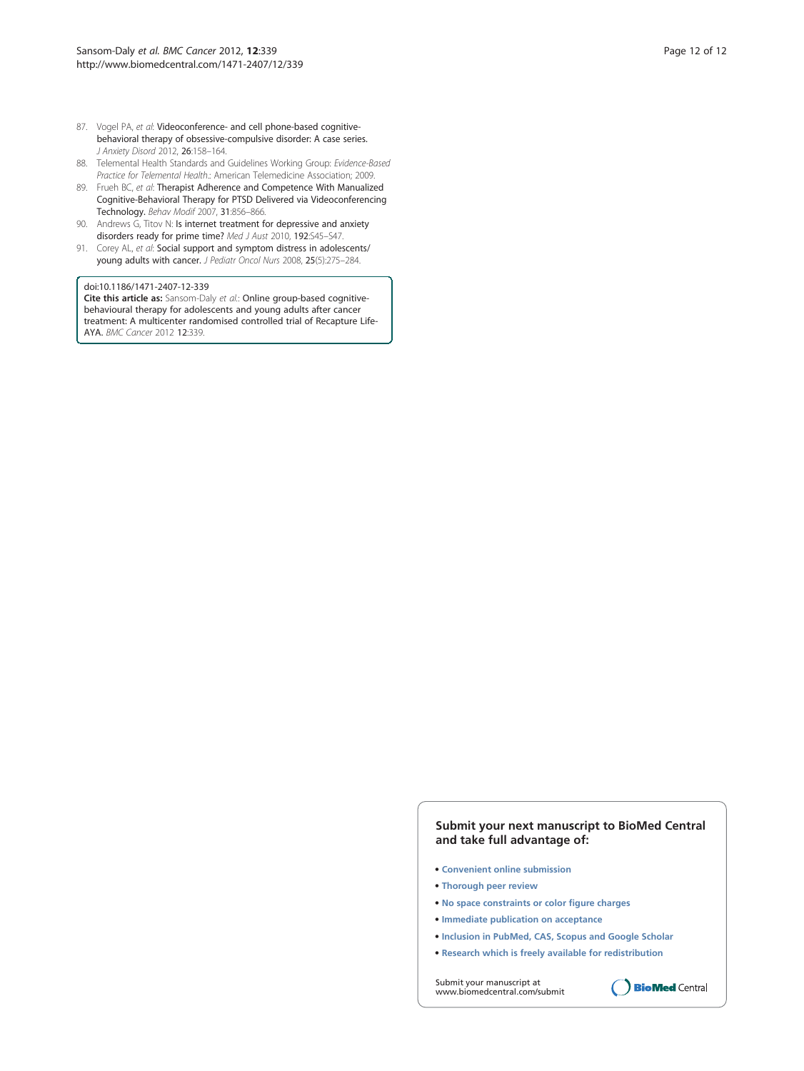87. Vogel PA, *et al*: Videoconference- and cell phone-based cognitive-behavioral therapy of obsessive-compulsive disorder: A case series. *J Anxiety Disord* 2012, **26**:158–164.
88. Telemental Health Standards and Guidelines Working Group: *Evidence-Based Practice for Telemental Health*.: American Telemedicine Association; 2009.
89. Frueh BC, *et al*: Therapist Adherence and Competence With Manualized Cognitive-Behavioral Therapy for PTSD Delivered via Videoconferencing Technology. *Behav Modif* 2007, **31**:856–866.
90. Andrews G, Titov N: Is internet treatment for depressive and anxiety disorders ready for prime time? *Med J Aust* 2010, **192**:S45–S47.
91. Corey AL, *et al*: Social support and symptom distress in adolescents/young adults with cancer. *J Pediatr Oncol Nurs* 2008, **25**(5):275–284.

doi:10.1186/1471-2407-12-339
**Cite this article as:** Sansom-Daly *et al.*: Online group-based cognitive-behavioural therapy for adolescents and young adults after cancer treatment: A multicenter randomised controlled trial of Recapture Life-AYA. *BMC Cancer* 2012 **12**:339.

**Submit your next manuscript to BioMed Central and take full advantage of:**

- **Convenient online submission**
- **Thorough peer review**
- **No space constraints or color figure charges**
- **Immediate publication on acceptance**
- **Inclusion in PubMed, CAS, Scopus and Google Scholar**
- **Research which is freely available for redistribution**

Submit your manuscript at
www.biomedcentral.com/submit

BioMed Central